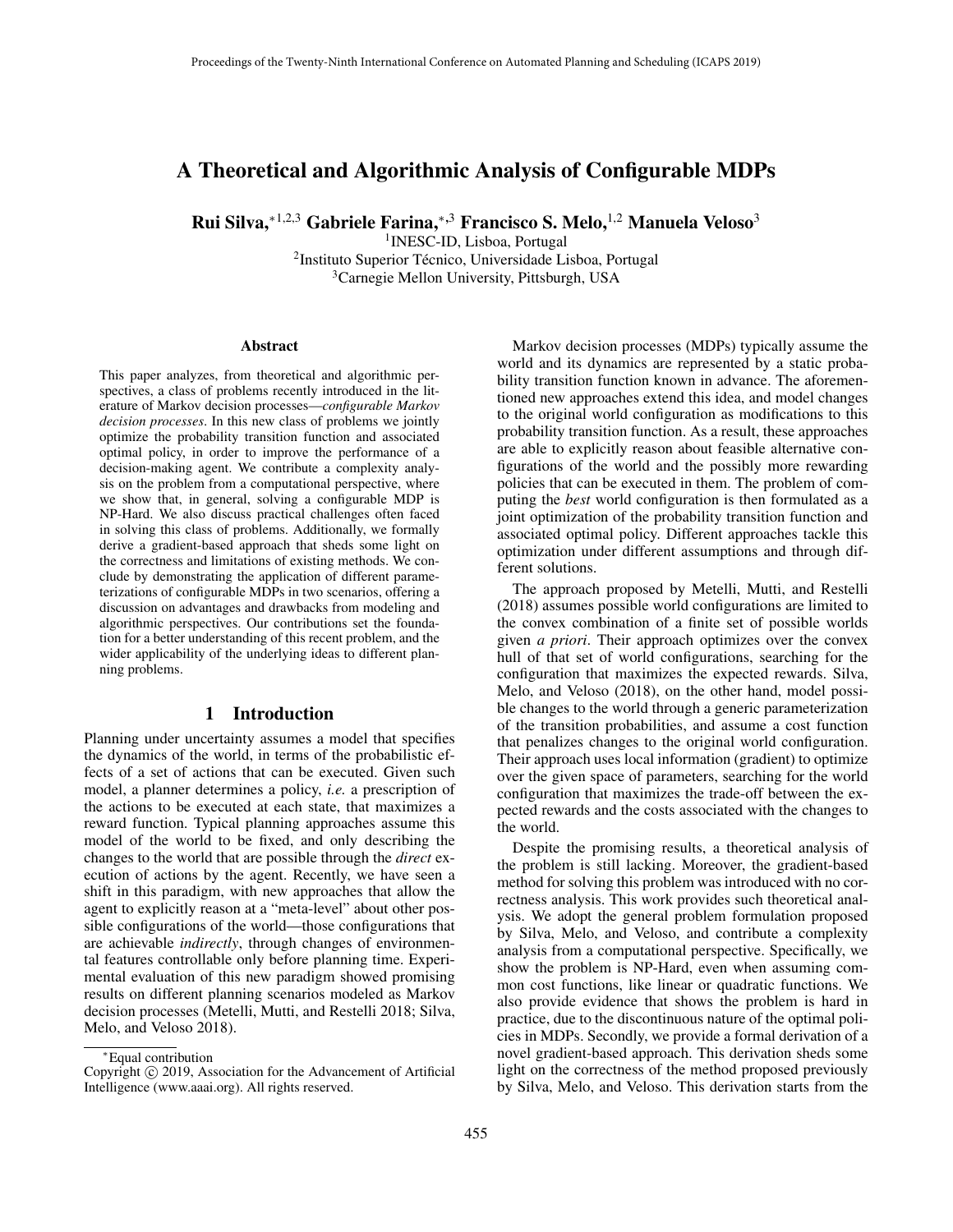# A Theoretical and Algorithmic Analysis of Configurable MDPs

**Rui Silva,**[*1,2,3] **Gabriele Farina,**[*,3] **Francisco S. Melo,**[1,2] **Manuela Veloso**[3]

[1]INESC-ID, Lisboa, Portugal
[2]Instituto Superior Técnico, Universidade Lisboa, Portugal
[3]Carnegie Mellon University, Pittsburgh, USA

### Abstract

This paper analyzes, from theoretical and algorithmic perspectives, a class of problems recently introduced in the literature of Markov decision processes—*configurable Markov decision processes*. In this new class of problems we jointly optimize the probability transition function and associated optimal policy, in order to improve the performance of a decision-making agent. We contribute a complexity analysis on the problem from a computational perspective, where we show that, in general, solving a configurable MDP is NP-Hard. We also discuss practical challenges often faced in solving this class of problems. Additionally, we formally derive a gradient-based approach that sheds some light on the correctness and limitations of existing methods. We conclude by demonstrating the application of different parameterizations of configurable MDPs in two scenarios, offering a discussion on advantages and drawbacks from modeling and algorithmic perspectives. Our contributions set the foundation for a better understanding of this recent problem, and the wider applicability of the underlying ideas to different planning problems.

## 1 Introduction

Planning under uncertainty assumes a model that specifies the dynamics of the world, in terms of the probabilistic effects of a set of actions that can be executed. Given such model, a planner determines a policy, *i.e.* a prescription of the actions to be executed at each state, that maximizes a reward function. Typical planning approaches assume this model of the world to be fixed, and only describing the changes to the world that are possible through the *direct* execution of actions by the agent. Recently, we have seen a shift in this paradigm, with new approaches that allow the agent to explicitly reason at a "meta-level" about other possible configurations of the world—those configurations that are achievable *indirectly*, through changes of environmental features controllable only before planning time. Experimental evaluation of this new paradigm showed promising results on different planning scenarios modeled as Markov decision processes (Metelli, Mutti, and Restelli 2018; Silva, Melo, and Veloso 2018).

Markov decision processes (MDPs) typically assume the world and its dynamics are represented by a static probability transition function known in advance. The aforementioned new approaches extend this idea, and model changes to the original world configuration as modifications to this probability transition function. As a result, these approaches are able to explicitly reason about feasible alternative configurations of the world and the possibly more rewarding policies that can be executed in them. The problem of computing the *best* world configuration is then formulated as a joint optimization of the probability transition function and associated optimal policy. Different approaches tackle this optimization under different assumptions and through different solutions.

The approach proposed by Metelli, Mutti, and Restelli (2018) assumes possible world configurations are limited to the convex combination of a finite set of possible worlds given *a priori*. Their approach optimizes over the convex hull of that set of world configurations, searching for the configuration that maximizes the expected rewards. Silva, Melo, and Veloso (2018), on the other hand, model possible changes to the world through a generic parameterization of the transition probabilities, and assume a cost function that penalizes changes to the original world configuration. Their approach uses local information (gradient) to optimize over the given space of parameters, searching for the world configuration that maximizes the trade-off between the expected rewards and the costs associated with the changes to the world.

Despite the promising results, a theoretical analysis of the problem is still lacking. Moreover, the gradient-based method for solving this problem was introduced with no correctness analysis. This work provides such theoretical analysis. We adopt the general problem formulation proposed by Silva, Melo, and Veloso, and contribute a complexity analysis from a computational perspective. Specifically, we show the problem is NP-Hard, even when assuming common cost functions, like linear or quadratic functions. We also provide evidence that shows the problem is hard in practice, due to the discontinuous nature of the optimal policies in MDPs. Secondly, we provide a formal derivation of a novel gradient-based approach. This derivation sheds some light on the correctness of the method proposed previously by Silva, Melo, and Veloso. This derivation starts from the

---

*Equal contribution

Copyright © 2019, Association for the Advancement of Artificial Intelligence (www.aaai.org). All rights reserved.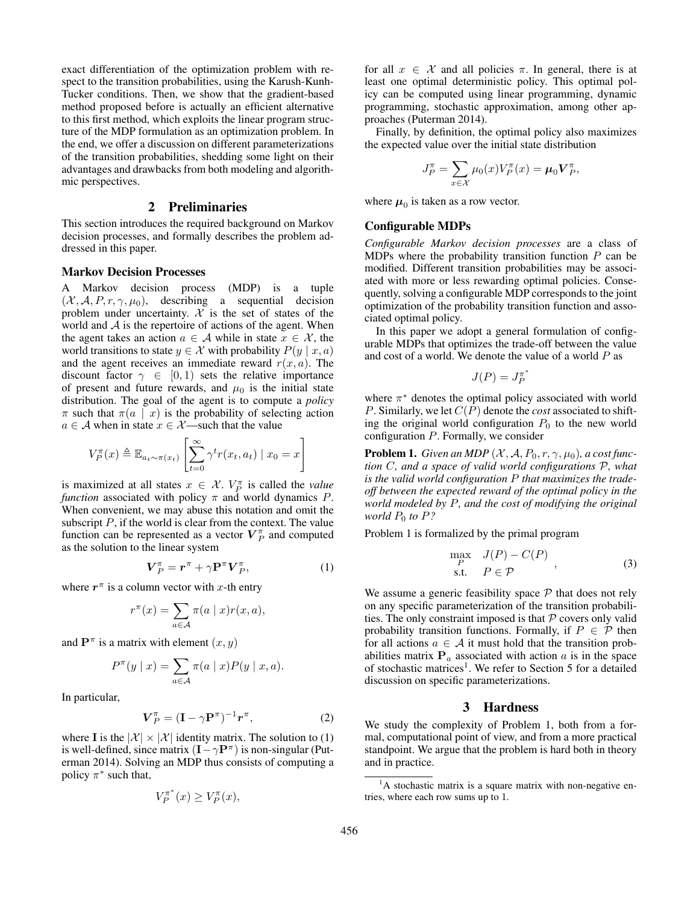exact differentiation of the optimization problem with respect to the transition probabilities, using the Karush-Kuhn-Tucker conditions. Then, we show that the gradient-based method proposed before is actually an efficient alternative to this first method, which exploits the linear program structure of the MDP formulation as an optimization problem. In the end, we offer a discussion on different parameterizations of the transition probabilities, shedding some light on their advantages and drawbacks from both modeling and algorithmic perspectives.

## 2 Preliminaries

This section introduces the required background on Markov decision processes, and formally describes the problem addressed in this paper.

### Markov Decision Processes

A Markov decision process (MDP) is a tuple $(\mathcal{X}, \mathcal{A}, P, r, \gamma, \mu_0)$, describing a sequential decision problem under uncertainty. $\mathcal{X}$ is the set of states of the world and $\mathcal{A}$ is the repertoire of actions of the agent. When the agent takes an action $a \in \mathcal{A}$ while in state $x \in \mathcal{X}$, the world transitions to state $y \in \mathcal{X}$ with probability $P(y \mid x, a)$ and the agent receives an immediate reward $r(x, a)$. The discount factor $\gamma \in [0, 1)$ sets the relative importance of present and future rewards, and $\mu_0$ is the initial state distribution. The goal of the agent is to compute a *policy* $\pi$ such that $\pi(a \mid x)$ is the probability of selecting action $a \in \mathcal{A}$ when in state $x \in \mathcal{X}$—such that the value

$$V_P^\pi(x) \triangleq \mathbb{E}_{a_t \sim \pi(x_t)}\left[\sum_{t=0}^{\infty} \gamma^t r(x_t, a_t) \mid x_0 = x\right]$$

is maximized at all states $x \in \mathcal{X}$. $V_P^\pi$ is called the *value function* associated with policy $\pi$ and world dynamics $P$. When convenient, we may abuse this notation and omit the subscript $P$, if the world is clear from the context. The value function can be represented as a vector $\boldsymbol{V}_P^\pi$ and computed as the solution to the linear system

$$\boldsymbol{V}_P^\pi = \boldsymbol{r}^\pi + \gamma \mathbf{P}^\pi \boldsymbol{V}_P^\pi, \tag{1}$$

where $\boldsymbol{r}^\pi$ is a column vector with $x$-th entry

$$r^\pi(x) = \sum_{a \in \mathcal{A}} \pi(a \mid x) r(x, a),$$

and $\mathbf{P}^\pi$ is a matrix with element $(x, y)$

$$P^\pi(y \mid x) = \sum_{a \in \mathcal{A}} \pi(a \mid x) P(y \mid x, a).$$

In particular,

$$\boldsymbol{V}_P^\pi = (\mathbf{I} - \gamma \mathbf{P}^\pi)^{-1} \boldsymbol{r}^\pi, \tag{2}$$

where $\mathbf{I}$ is the $|\mathcal{X}| \times |\mathcal{X}|$ identity matrix. The solution to (1) is well-defined, since matrix $(\mathbf{I} - \gamma \mathbf{P}^\pi)$ is non-singular (Puterman 2014). Solving an MDP thus consists of computing a policy $\pi^*$ such that,

$$V_P^{\pi^*}(x) \geq V_P^\pi(x),$$

for all $x \in \mathcal{X}$ and all policies $\pi$. In general, there is at least one optimal deterministic policy. This optimal policy can be computed using linear programming, dynamic programming, stochastic approximation, among other approaches (Puterman 2014).

Finally, by definition, the optimal policy also maximizes the expected value over the initial state distribution

$$J_P^\pi = \sum_{x \in \mathcal{X}} \mu_0(x) V_P^\pi(x) = \boldsymbol{\mu}_0 \boldsymbol{V}_P^\pi,$$

where $\boldsymbol{\mu}_0$ is taken as a row vector.

### Configurable MDPs

*Configurable Markov decision processes* are a class of MDPs where the probability transition function $P$ can be modified. Different transition probabilities may be associated with more or less rewarding optimal policies. Consequently, solving a configurable MDP corresponds to the joint optimization of the probability transition function and associated optimal policy.

In this paper we adopt a general formulation of configurable MDPs that optimizes the trade-off between the value and cost of a world. We denote the value of a world $P$ as

$$J(P) = J_P^{\pi^*}$$

where $\pi^*$ denotes the optimal policy associated with world $P$. Similarly, we let $C(P)$ denote the *cost* associated to shifting the original world configuration $P_0$ to the new world configuration $P$. Formally, we consider

**Problem 1.** *Given an MDP $(\mathcal{X}, \mathcal{A}, P_0, r, \gamma, \mu_0)$, a cost function $C$, and a space of valid world configurations $\mathcal{P}$, what is the valid world configuration $P$ that maximizes the trade-off between the expected reward of the optimal policy in the world modeled by $P$, and the cost of modifying the original world $P_0$ to $P$?*

Problem 1 is formalized by the primal program

$$\begin{array}{ll} \max\limits_{P} & J(P) - C(P) \\ \text{s.t.} & P \in \mathcal{P} \end{array}, \tag{3}$$

We assume a generic feasibility space $\mathcal{P}$ that does not rely on any specific parameterization of the transition probabilities. The only constraint imposed is that $\mathcal{P}$ covers only valid probability transition functions. Formally, if $P \in \mathcal{P}$ then for all actions $a \in \mathcal{A}$ it must hold that the transition probabilities matrix $\mathbf{P}_a$ associated with action $a$ is in the space of stochastic matrices[1]. We refer to Section 5 for a detailed discussion on specific parameterizations.

## 3 Hardness

We study the complexity of Problem 1, both from a formal, computational point of view, and from a more practical standpoint. We argue that the problem is hard both in theory and in practice.

[1] A stochastic matrix is a square matrix with non-negative entries, where each row sums up to 1.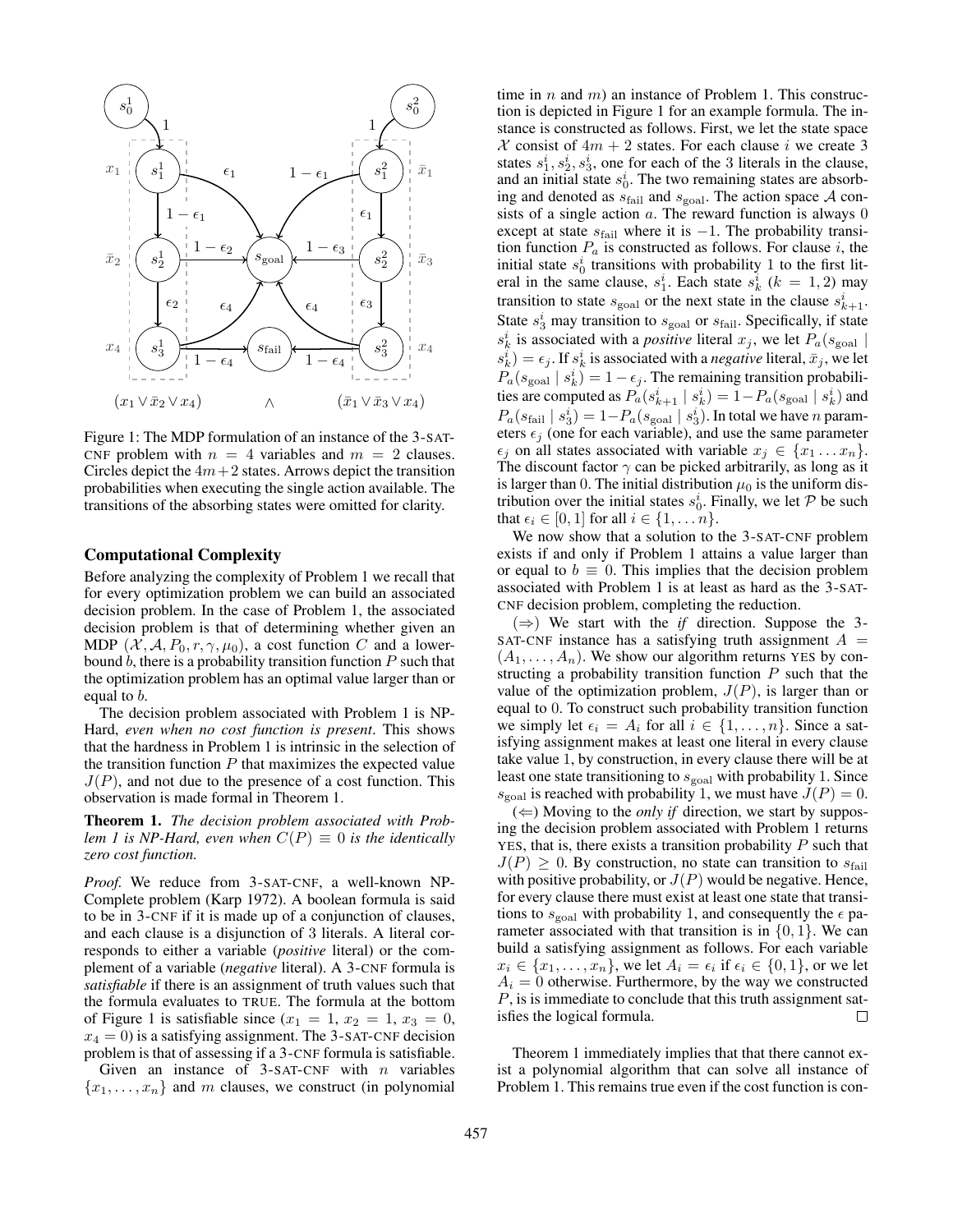Figure 1: The MDP formulation of an instance of the 3-SAT-CNF problem with $n = 4$ variables and $m = 2$ clauses. Circles depict the $4m+2$ states. Arrows depict the transition probabilities when executing the single action available. The transitions of the absorbing states were omitted for clarity.

## Computational Complexity

Before analyzing the complexity of Problem 1 we recall that for every optimization problem we can build an associated decision problem. In the case of Problem 1, the associated decision problem is that of determining whether given an MDP $(\mathcal{X}, \mathcal{A}, P_0, r, \gamma, \mu_0)$, a cost function $C$ and a lower-bound $b$, there is a probability transition function $P$ such that the optimization problem has an optimal value larger than or equal to $b$.

The decision problem associated with Problem 1 is NP-Hard, *even when no cost function is present*. This shows that the hardness in Problem 1 is intrinsic in the selection of the transition function $P$ that maximizes the expected value $J(P)$, and not due to the presence of a cost function. This observation is made formal in Theorem 1.

**Theorem 1.** *The decision problem associated with Problem 1 is NP-Hard, even when $C(P) \equiv 0$ is the identically zero cost function.*

*Proof.* We reduce from 3-SAT-CNF, a well-known NP-Complete problem (Karp 1972). A boolean formula is said to be in 3-CNF if it is made up of a conjunction of clauses, and each clause is a disjunction of 3 literals. A literal corresponds to either a variable (*positive* literal) or the complement of a variable (*negative* literal). A 3-CNF formula is *satisfiable* if there is an assignment of truth values such that the formula evaluates to TRUE. The formula at the bottom of Figure 1 is satisfiable since ($x_1 = 1$, $x_2 = 1$, $x_3 = 0$, $x_4 = 0$) is a satisfying assignment. The 3-SAT-CNF decision problem is that of assessing if a 3-CNF formula is satisfiable.

Given an instance of 3-SAT-CNF with $n$ variables $\{x_1, \ldots, x_n\}$ and $m$ clauses, we construct (in polynomial time in $n$ and $m$) an instance of Problem 1. This construction is depicted in Figure 1 for an example formula. The instance is constructed as follows. First, we let the state space $\mathcal{X}$ consist of $4m + 2$ states. For each clause $i$ we create 3 states $s_1^i, s_2^i, s_3^i$, one for each of the 3 literals in the clause, and an initial state $s_0^i$. The two remaining states are absorbing and denoted as $s_{\text{fail}}$ and $s_{\text{goal}}$. The action space $\mathcal{A}$ consists of a single action $a$. The reward function is always 0 except at state $s_{\text{fail}}$ where it is $-1$. The probability transition function $P_a$ is constructed as follows. For clause $i$, the initial state $s_0^i$ transitions with probability 1 to the first literal in the same clause, $s_1^i$. Each state $s_k^i$ $(k = 1, 2)$ may transition to state $s_{\text{goal}}$ or the next state in the clause $s_{k+1}^i$. State $s_3^i$ may transition to $s_{\text{goal}}$ or $s_{\text{fail}}$. Specifically, if state $s_k^i$ is associated with a *positive* literal $x_j$, we let $P_a(s_{\text{goal}} \mid s_k^i) = \epsilon_j$. If $s_k^i$ is associated with a *negative* literal, $\bar{x}_j$, we let $P_a(s_{\text{goal}} \mid s_k^i) = 1 - \epsilon_j$. The remaining transition probabilities are computed as $P_a(s_{k+1}^i \mid s_k^i) = 1 - P_a(s_{\text{goal}} \mid s_k^i)$ and $P_a(s_{\text{fail}} \mid s_3^i) = 1 - P_a(s_{\text{goal}} \mid s_3^i)$. In total we have $n$ parameters $\epsilon_j$ (one for each variable), and use the same parameter $\epsilon_j$ on all states associated with variable $x_j \in \{x_1 \ldots x_n\}$. The discount factor $\gamma$ can be picked arbitrarily, as long as it is larger than 0. The initial distribution $\mu_0$ is the uniform distribution over the initial states $s_0^i$. Finally, we let $\mathcal{P}$ be such that $\epsilon_i \in [0, 1]$ for all $i \in \{1, \ldots n\}$.

We now show that a solution to the 3-SAT-CNF problem exists if and only if Problem 1 attains a value larger than or equal to $b \equiv 0$. This implies that the decision problem associated with Problem 1 is at least as hard as the 3-SAT-CNF decision problem, completing the reduction.

($\Rightarrow$) We start with the *if* direction. Suppose the 3-SAT-CNF instance has a satisfying truth assignment $A = (A_1, \ldots, A_n)$. We show our algorithm returns YES by constructing a probability transition function $P$ such that the value of the optimization problem, $J(P)$, is larger than or equal to 0. To construct such probability transition function we simply let $\epsilon_i = A_i$ for all $i \in \{1, \ldots, n\}$. Since a satisfying assignment makes at least one literal in every clause take value 1, by construction, in every clause there will be at least one state transitioning to $s_{\text{goal}}$ with probability 1. Since $s_{\text{goal}}$ is reached with probability 1, we must have $J(P) = 0$.

($\Leftarrow$) Moving to the *only if* direction, we start by supposing the decision problem associated with Problem 1 returns YES, that is, there exists a transition probability $P$ such that $J(P) \geq 0$. By construction, no state can transition to $s_{\text{fail}}$ with positive probability, or $J(P)$ would be negative. Hence, for every clause there must exist at least one state that transitions to $s_{\text{goal}}$ with probability 1, and consequently the $\epsilon$ parameter associated with that transition is in $\{0, 1\}$. We can build a satisfying assignment as follows. For each variable $x_i \in \{x_1, \ldots, x_n\}$, we let $A_i = \epsilon_i$ if $\epsilon_i \in \{0, 1\}$, or we let $A_i = 0$ otherwise. Furthermore, by the way we constructed $P$, is is immediate to conclude that this truth assignment satisfies the logical formula. □

Theorem 1 immediately implies that that there cannot exist a polynomial algorithm that can solve all instance of Problem 1. This remains true even if the cost function is con-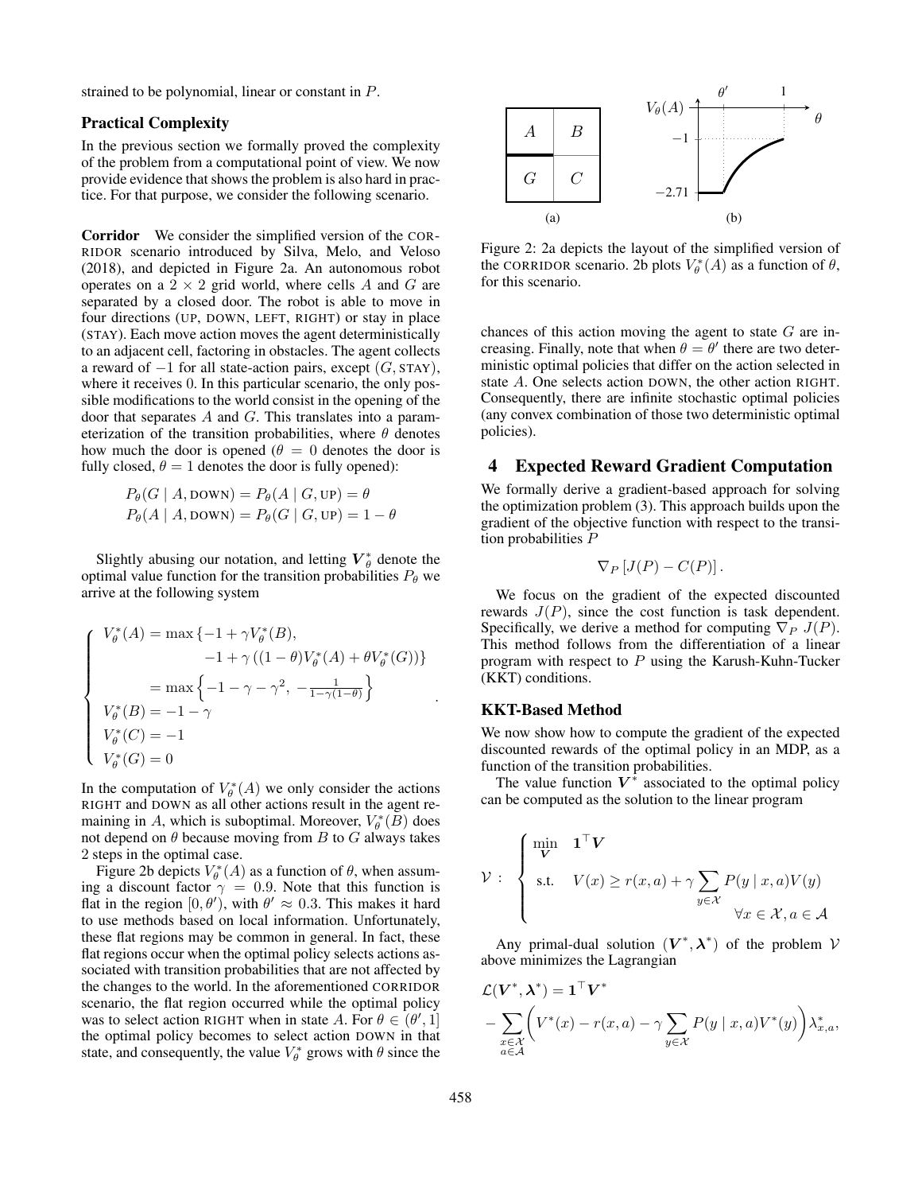strained to be polynomial, linear or constant in $P$.

### Practical Complexity

In the previous section we formally proved the complexity of the problem from a computational point of view. We now provide evidence that shows the problem is also hard in practice. For that purpose, we consider the following scenario.

**Corridor** We consider the simplified version of the CORRIDOR scenario introduced by Silva, Melo, and Veloso (2018), and depicted in Figure 2a. An autonomous robot operates on a $2 \times 2$ grid world, where cells $A$ and $G$ are separated by a closed door. The robot is able to move in four directions (UP, DOWN, LEFT, RIGHT) or stay in place (STAY). Each move action moves the agent deterministically to an adjacent cell, factoring in obstacles. The agent collects a reward of $-1$ for all state-action pairs, except $(G, \text{STAY})$, where it receives 0. In this particular scenario, the only possible modifications to the world consist in the opening of the door that separates $A$ and $G$. This translates into a parameterization of the transition probabilities, where $\theta$ denotes how much the door is opened ($\theta = 0$ denotes the door is fully closed, $\theta = 1$ denotes the door is fully opened):

$$P_\theta(G \mid A, \text{DOWN}) = P_\theta(A \mid G, \text{UP}) = \theta$$
$$P_\theta(A \mid A, \text{DOWN}) = P_\theta(G \mid G, \text{UP}) = 1 - \theta$$

Slightly abusing our notation, and letting $\boldsymbol{V}_\theta^*$ denote the optimal value function for the transition probabilities $P_\theta$ we arrive at the following system

$$\begin{cases} V_\theta^*(A) = \max\{-1 + \gamma V_\theta^*(B), \\ \qquad\qquad -1 + \gamma\left((1-\theta)V_\theta^*(A) + \theta V_\theta^*(G)\right)\} \\ \qquad\quad = \max\left\{-1 - \gamma - \gamma^2,\ -\frac{1}{1-\gamma(1-\theta)}\right\} \\ V_\theta^*(B) = -1 - \gamma \\ V_\theta^*(C) = -1 \\ V_\theta^*(G) = 0 \end{cases}.$$

In the computation of $V_\theta^*(A)$ we only consider the actions RIGHT and DOWN as all other actions result in the agent remaining in $A$, which is suboptimal. Moreover, $V_\theta^*(B)$ does not depend on $\theta$ because moving from $B$ to $G$ always takes 2 steps in the optimal case.

Figure 2b depicts $V_\theta^*(A)$ as a function of $\theta$, when assuming a discount factor $\gamma = 0.9$. Note that this function is flat in the region $[0, \theta')$, with $\theta' \approx 0.3$. This makes it hard to use methods based on local information. Unfortunately, these flat regions may be common in general. In fact, these flat regions occur when the optimal policy selects actions associated with transition probabilities that are not affected by the changes to the world. In the aforementioned CORRIDOR scenario, the flat region occurred while the optimal policy was to select action RIGHT when in state $A$. For $\theta \in (\theta', 1]$ the optimal policy becomes to select action DOWN in that state, and consequently, the value $V_\theta^*$ grows with $\theta$ since the chances of this action moving the agent to state $G$ are increasing. Finally, note that when $\theta = \theta'$ there are two deterministic optimal policies that differ on the action selected in state $A$. One selects action DOWN, the other action RIGHT. Consequently, there are infinite stochastic optimal policies (any convex combination of those two deterministic optimal policies).

Figure 2: 2a depicts the layout of the simplified version of the CORRIDOR scenario. 2b plots $V_\theta^*(A)$ as a function of $\theta$, for this scenario.

## 4 Expected Reward Gradient Computation

We formally derive a gradient-based approach for solving the optimization problem (3). This approach builds upon the gradient of the objective function with respect to the transition probabilities $P$

$$\nabla_P \left[J(P) - C(P)\right].$$

We focus on the gradient of the expected discounted rewards $J(P)$, since the cost function is task dependent. Specifically, we derive a method for computing $\nabla_P\ J(P)$. This method follows from the differentiation of a linear program with respect to $P$ using the Karush-Kuhn-Tucker (KKT) conditions.

### KKT-Based Method

We now show how to compute the gradient of the expected discounted rewards of the optimal policy in an MDP, as a function of the transition probabilities.

The value function $\boldsymbol{V}^*$ associated to the optimal policy can be computed as the solution to the linear program

$$\mathcal{V}:\ \begin{cases} \min\limits_{\boldsymbol{V}} \quad \mathbf{1}^\top \boldsymbol{V} \\ \text{s.t.} \quad V(x) \geq r(x,a) + \gamma \sum\limits_{y \in \mathcal{X}} P(y \mid x, a) V(y) \\ \qquad\qquad\qquad\qquad\qquad \forall x \in \mathcal{X}, a \in \mathcal{A} \end{cases}$$

Any primal-dual solution $(\boldsymbol{V}^*, \boldsymbol{\lambda}^*)$ of the problem $\mathcal{V}$ above minimizes the Lagrangian

$$\mathcal{L}(\boldsymbol{V}^*, \boldsymbol{\lambda}^*) = \mathbf{1}^\top \boldsymbol{V}^*$$
$$- \sum_{\substack{x \in \mathcal{X} \\ a \in \mathcal{A}}} \left(V^*(x) - r(x,a) - \gamma \sum_{y \in \mathcal{X}} P(y \mid x, a) V^*(y)\right) \lambda_{x,a}^*,$$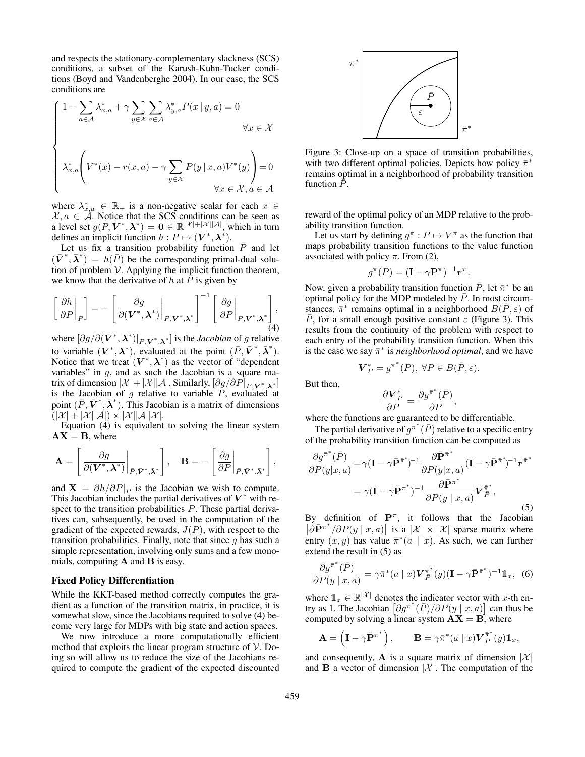and respects the stationary-complementary slackness (SCS) conditions, a subset of the Karush-Kuhn-Tucker conditions (Boyd and Vandenberghe 2004). In our case, the SCS conditions are

$$
\begin{cases}
1 - \sum_{a \in \mathcal{A}} \lambda^*_{x,a} + \gamma \sum_{y \in \mathcal{X}} \sum_{a \in \mathcal{A}} \lambda^*_{y,a} P(x \,|\, y, a) = 0 \\
\hfill \forall x \in \mathcal{X} \\
\lambda^*_{x,a} \left( V^*(x) - r(x,a) - \gamma \sum_{y \in \mathcal{X}} P(y \,|\, x, a) V^*(y) \right) = 0 \\
\hfill \forall x \in \mathcal{X}, a \in \mathcal{A}
\end{cases}
$$

where $\lambda^*_{x,a} \in \mathbb{R}_+$ is a non-negative scalar for each $x \in \mathcal{X}, a \in \mathcal{A}$. Notice that the SCS conditions can be seen as a level set $g(P, \boldsymbol{V}^*, \boldsymbol{\lambda}^*) = \boldsymbol{0} \in \mathbb{R}^{|\mathcal{X}|+|\mathcal{X}||\mathcal{A}|}$, which in turn defines an implicit function $h : P \mapsto (\boldsymbol{V}^*, \boldsymbol{\lambda}^*)$.

Let us fix a transition probability function $\bar{P}$ and let $(\bar{\boldsymbol{V}}^*, \bar{\boldsymbol{\lambda}}^*) = h(\bar{P})$ be the corresponding primal-dual solution of problem $\mathcal{V}$. Applying the implicit function theorem, we know that the derivative of $h$ at $\bar{P}$ is given by

$$
\left[ \frac{\partial h}{\partial P} \bigg|_{\bar{P}} \right] = - \left[ \frac{\partial g}{\partial (\boldsymbol{V}^*, \boldsymbol{\lambda}^*)} \bigg|_{\bar{P}, \bar{\boldsymbol{V}}^*, \bar{\boldsymbol{\lambda}}^*} \right]^{-1} \left[ \frac{\partial g}{\partial P} \bigg|_{\bar{P}, \bar{\boldsymbol{V}}^*, \bar{\boldsymbol{\lambda}}^*} \right], \tag{4}
$$

where $[\partial g / \partial (\boldsymbol{V}^*, \boldsymbol{\lambda}^*)|_{\bar{P}, \bar{\boldsymbol{V}}^*, \bar{\boldsymbol{\lambda}}^*}]$ is the *Jacobian* of $g$ relative to variable $(\boldsymbol{V}^*, \boldsymbol{\lambda}^*)$, evaluated at the point $(\bar{P}, \bar{\boldsymbol{V}}^*, \bar{\boldsymbol{\lambda}}^*)$. Notice that we treat $(\boldsymbol{V}^*, \boldsymbol{\lambda}^*)$ as the vector of "dependent variables" in $g$, and as such the Jacobian is a square matrix of dimension $|\mathcal{X}| + |\mathcal{X}||\mathcal{A}|$. Similarly, $[\partial g / \partial P|_{\bar{P}, \bar{\boldsymbol{V}}^*, \bar{\boldsymbol{\lambda}}^*}]$ is the Jacobian of $g$ relative to variable $P$, evaluated at point $(\bar{P}, \bar{\boldsymbol{V}}^*, \bar{\boldsymbol{\lambda}}^*)$. This Jacobian is a matrix of dimensions $(|\mathcal{X}| + |\mathcal{X}||\mathcal{A}|) \times |\mathcal{X}||\mathcal{A}||\mathcal{X}|$.

Equation (4) is equivalent to solving the linear system $\mathbf{A}\mathbf{X} = \mathbf{B}$, where

$$
\mathbf{A} = \left[ \frac{\partial g}{\partial (\boldsymbol{V}^*, \boldsymbol{\lambda}^*)} \bigg|_{\bar{P}, \bar{\boldsymbol{V}}^*, \bar{\boldsymbol{\lambda}}^*} \right], \quad \mathbf{B} = - \left[ \frac{\partial g}{\partial P} \bigg|_{\bar{P}, \bar{\boldsymbol{V}}^*, \bar{\boldsymbol{\lambda}}^*} \right],
$$

and $\mathbf{X} = \partial h / \partial P|_{\bar{P}}$ is the Jacobian we wish to compute. This Jacobian includes the partial derivatives of $\boldsymbol{V}^*$ with respect to the transition probabilities $P$. These partial derivatives can, subsequently, be used in the computation of the gradient of the expected rewards, $J(P)$, with respect to the transition probabilities. Finally, note that since $g$ has such a simple representation, involving only sums and a few monomials, computing $\mathbf{A}$ and $\mathbf{B}$ is easy.

### Fixed Policy Differentiation

While the KKT-based method correctly computes the gradient as a function of the transition matrix, in practice, it is somewhat slow, since the Jacobians required to solve (4) become very large for MDPs with big state and action spaces.

We now introduce a more computationally efficient method that exploits the linear program structure of $\mathcal{V}$. Doing so will allow us to reduce the size of the Jacobians required to compute the gradient of the expected discounted reward of the optimal policy of an MDP relative to the probability transition function.

Figure 3: Close-up on a space of transition probabilities, with two different optimal policies. Depicts how policy $\bar{\pi}^*$ remains optimal in a neighborhood of probability transition function $\bar{P}$.

Let us start by defining $g^\pi : P \mapsto V^\pi$ as the function that maps probability transition functions to the value function associated with policy $\pi$. From (2),

$$
g^\pi(P) = (\mathbf{I} - \gamma \mathbf{P}^\pi)^{-1} \boldsymbol{r}^\pi.
$$

Now, given a probability transition function $\bar{P}$, let $\bar{\pi}^*$ be an optimal policy for the MDP modeled by $\bar{P}$. In most circumstances, $\bar{\pi}^*$ remains optimal in a neighborhood $B(\bar{P}, \varepsilon)$ of $\bar{P}$, for a small enough positive constant $\varepsilon$ (Figure 3). This results from the continuity of the problem with respect to each entry of the probability transition function. When this is the case we say $\bar{\pi}^*$ is *neighborhood optimal*, and we have

$$
\boldsymbol{V}^*_P = g^{\bar{\pi}^*}(P), \; \forall P \in B(\bar{P}, \varepsilon).
$$

But then,

$$
\frac{\partial \boldsymbol{V}^*_{\bar{P}}}{\partial P} = \frac{\partial g^{\bar{\pi}^*}(\bar{P})}{\partial P},
$$

where the functions are guaranteed to be differentiable.

The partial derivative of $g^{\bar{\pi}^*}(\bar{P})$ relative to a specific entry of the probability transition function can be computed as

$$
\begin{aligned}
\frac{\partial g^{\bar{\pi}^*}(\bar{P})}{\partial P(y|x,a)} &= \gamma (\mathbf{I} - \gamma \bar{\mathbf{P}}^{\bar{\pi}^*})^{-1} \frac{\partial \bar{\mathbf{P}}^{\bar{\pi}^*}}{\partial P(y|x,a)} (\mathbf{I} - \gamma \bar{\mathbf{P}}^{\bar{\pi}^*})^{-1} \boldsymbol{r}^{\bar{\pi}^*} \\
&= \gamma (\mathbf{I} - \gamma \bar{\mathbf{P}}^{\bar{\pi}^*})^{-1} \frac{\partial \bar{\mathbf{P}}^{\bar{\pi}^*}}{\partial P(y \mid x,a)} \boldsymbol{V}^{\bar{\pi}^*}_{\bar{P}},
\end{aligned}
\tag{5}
$$

By definition of $\mathbf{P}^\pi$, it follows that the Jacobian $\left[ \partial \bar{\mathbf{P}}^{\bar{\pi}^*} / \partial P(y \mid x, a) \right]$ is a $|\mathcal{X}| \times |\mathcal{X}|$ sparse matrix where entry $(x, y)$ has value $\bar{\pi}^*(a \mid x)$. As such, we can further extend the result in (5) as

$$
\frac{\partial g^{\bar{\pi}^*}(\bar{P})}{\partial P(y \mid x,a)} = \gamma \bar{\pi}^*(a \mid x) \boldsymbol{V}^{\bar{\pi}^*}_{\bar{P}}(y) (\mathbf{I} - \gamma \bar{\mathbf{P}}^{\bar{\pi}^*})^{-1} \mathbb{1}_x, \tag{6}
$$

where $\mathbb{1}_x \in \mathbb{R}^{|\mathcal{X}|}$ denotes the indicator vector with $x$-th entry as 1. The Jacobian $\left[ \partial g^{\bar{\pi}^*}(\bar{P}) / \partial P(y \mid x, a) \right]$ can thus be computed by solving a linear system $\mathbf{A}\mathbf{X} = \mathbf{B}$, where

$$
\mathbf{A} = \left( \mathbf{I} - \gamma \bar{\mathbf{P}}^{\bar{\pi}^*} \right), \qquad \mathbf{B} = \gamma \bar{\pi}^*(a \mid x) \boldsymbol{V}^{\bar{\pi}^*}_{\bar{P}}(y) \mathbb{1}_x,
$$

and consequently, $\mathbf{A}$ is a square matrix of dimension $|\mathcal{X}|$ and $\mathbf{B}$ a vector of dimension $|\mathcal{X}|$. The computation of the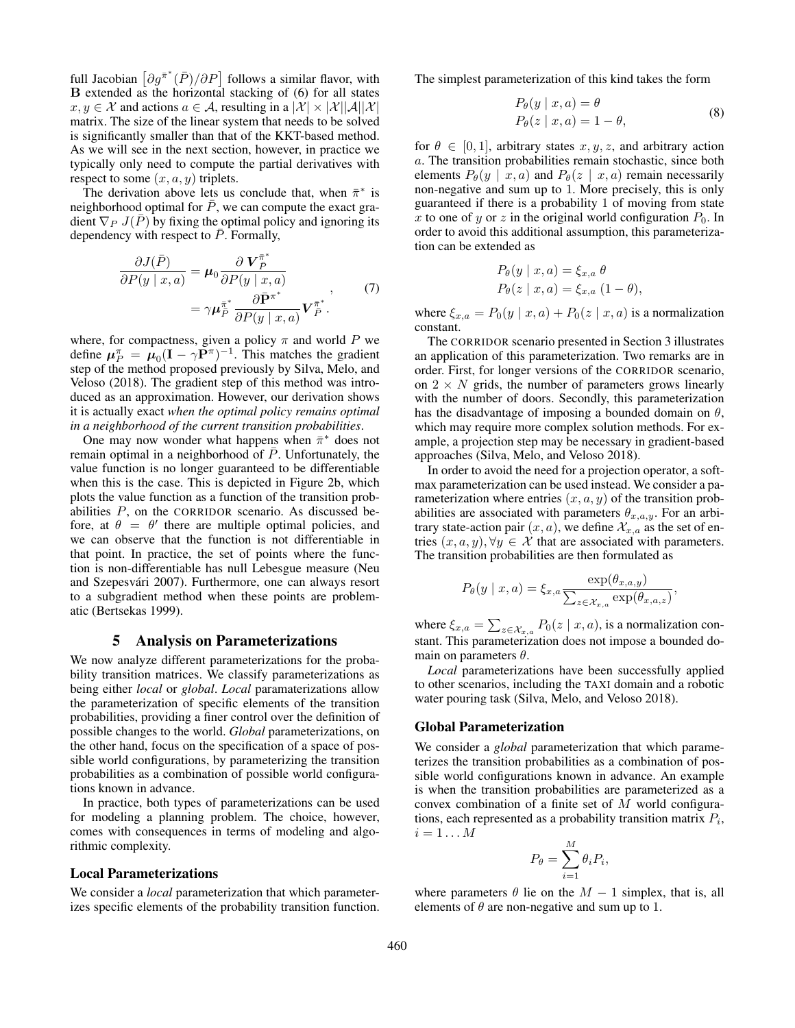full Jacobian $\left[\partial g^{\bar{\pi}^*}(\bar{P})/\partial P\right]$ follows a similar flavor, with $\mathbf{B}$ extended as the horizontal stacking of (6) for all states $x, y \in \mathcal{X}$ and actions $a \in \mathcal{A}$, resulting in a $|\mathcal{X}| \times |\mathcal{X}||\mathcal{A}||\mathcal{X}|$ matrix. The size of the linear system that needs to be solved is significantly smaller than that of the KKT-based method. As we will see in the next section, however, in practice we typically only need to compute the partial derivatives with respect to some $(x, a, y)$ triplets.

The derivation above lets us conclude that, when $\bar{\pi}^*$ is neighborhood optimal for $\bar{P}$, we can compute the exact gradient $\nabla_P J(\bar{P})$ by fixing the optimal policy and ignoring its dependency with respect to $\bar{P}$. Formally,

$$
\begin{aligned}
\frac{\partial J(\bar{P})}{\partial P(y \mid x, a)} &= \boldsymbol{\mu}_0 \frac{\partial \, \boldsymbol{V}_{\bar{P}}^{\bar{\pi}^*}}{\partial P(y \mid x, a)} \\
&= \gamma \boldsymbol{\mu}_{\bar{P}}^{\bar{\pi}^*} \frac{\partial \bar{\mathbf{P}}^{\pi^*}}{\partial P(y \mid x, a)} \boldsymbol{V}_{\bar{P}}^{\bar{\pi}^*},
\end{aligned}
\tag{7}
$$

where, for compactness, given a policy $\pi$ and world $P$ we define $\boldsymbol{\mu}_P^{\pi} = \boldsymbol{\mu}_0(\mathbf{I} - \gamma \bar{\mathbf{P}}^{\pi})^{-1}$. This matches the gradient step of the method proposed previously by Silva, Melo, and Veloso (2018). The gradient step of this method was introduced as an approximation. However, our derivation shows it is actually exact *when the optimal policy remains optimal in a neighborhood of the current transition probabilities*.

One may now wonder what happens when $\bar{\pi}^*$ does not remain optimal in a neighborhood of $\bar{P}$. Unfortunately, the value function is no longer guaranteed to be differentiable when this is the case. This is depicted in Figure 2b, which plots the value function as a function of the transition probabilities $P$, on the CORRIDOR scenario. As discussed before, at $\theta = \theta'$ there are multiple optimal policies, and we can observe that the function is not differentiable in that point. In practice, the set of points where the function is non-differentiable has null Lebesgue measure (Neu and Szepesvári 2007). Furthermore, one can always resort to a subgradient method when these points are problematic (Bertsekas 1999).

## 5 Analysis on Parameterizations

We now analyze different parameterizations for the probability transition matrices. We classify parameterizations as being either *local* or *global*. *Local* paramaterizations allow the parameterization of specific elements of the transition probabilities, providing a finer control over the definition of possible changes to the world. *Global* parameterizations, on the other hand, focus on the specification of a space of possible world configurations, by parameterizing the transition probabilities as a combination of possible world configurations known in advance.

In practice, both types of parameterizations can be used for modeling a planning problem. The choice, however, comes with consequences in terms of modeling and algorithmic complexity.

### Local Parameterizations

We consider a *local* parameterization that which parameterizes specific elements of the probability transition function. The simplest parameterization of this kind takes the form

$$
\begin{aligned}
P_\theta(y \mid x, a) &= \theta \\
P_\theta(z \mid x, a) &= 1 - \theta,
\end{aligned}
\tag{8}
$$

for $\theta \in [0, 1]$, arbitrary states $x, y, z$, and arbitrary action $a$. The transition probabilities remain stochastic, since both elements $P_\theta(y \mid x, a)$ and $P_\theta(z \mid x, a)$ remain necessarily non-negative and sum up to 1. More precisely, this is only guaranteed if there is a probability 1 of moving from state $x$ to one of $y$ or $z$ in the original world configuration $P_0$. In order to avoid this additional assumption, this parameterization can be extended as

$$
\begin{aligned}
P_\theta(y \mid x, a) &= \xi_{x,a} \, \theta \\
P_\theta(z \mid x, a) &= \xi_{x,a} \, (1 - \theta),
\end{aligned}
$$

where $\xi_{x,a} = P_0(y \mid x, a) + P_0(z \mid x, a)$ is a normalization constant.

The CORRIDOR scenario presented in Section 3 illustrates an application of this parameterization. Two remarks are in order. First, for longer versions of the CORRIDOR scenario, on $2 \times N$ grids, the number of parameters grows linearly with the number of doors. Secondly, this parameterization has the disadvantage of imposing a bounded domain on $\theta$, which may require more complex solution methods. For example, a projection step may be necessary in gradient-based approaches (Silva, Melo, and Veloso 2018).

In order to avoid the need for a projection operator, a softmax parameterization can be used instead. We consider a parameterization where entries $(x, a, y)$ of the transition probabilities are associated with parameters $\theta_{x,a,y}$. For an arbitrary state-action pair $(x, a)$, we define $\mathcal{X}_{x,a}$ as the set of entries $(x, a, y), \forall y \in \mathcal{X}$ that are associated with parameters. The transition probabilities are then formulated as

$$
P_\theta(y \mid x, a) = \xi_{x,a} \frac{\exp(\theta_{x,a,y})}{\sum_{z \in \mathcal{X}_{x,a}} \exp(\theta_{x,a,z})},
$$

where $\xi_{x,a} = \sum_{z \in \mathcal{X}_{x,a}} P_0(z \mid x, a)$, is a normalization constant. This parameterization does not impose a bounded domain on parameters $\theta$.

*Local* parameterizations have been successfully applied to other scenarios, including the TAXI domain and a robotic water pouring task (Silva, Melo, and Veloso 2018).

### Global Parameterization

We consider a *global* parameterization that which parameterizes the transition probabilities as a combination of possible world configurations known in advance. An example is when the transition probabilities are parameterized as a convex combination of a finite set of $M$ world configurations, each represented as a probability transition matrix $P_i$, $i = 1 \ldots M$

$$
P_\theta = \sum_{i=1}^{M} \theta_i P_i,
$$

where parameters $\theta$ lie on the $M - 1$ simplex, that is, all elements of $\theta$ are non-negative and sum up to 1.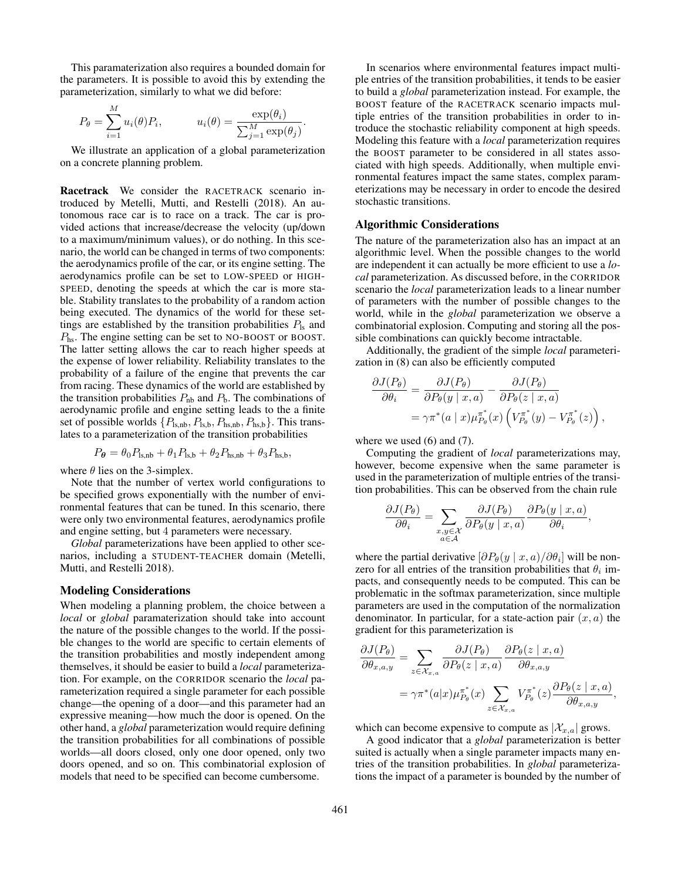This paramaterization also requires a bounded domain for the parameters. It is possible to avoid this by extending the parameterization, similarly to what we did before:

$$P_\theta = \sum_{i=1}^{M} u_i(\theta) P_i, \qquad u_i(\theta) = \frac{\exp(\theta_i)}{\sum_{j=1}^{M} \exp(\theta_j)}.$$

We illustrate an application of a global parameterization on a concrete planning problem.

**Racetrack** We consider the RACETRACK scenario introduced by Metelli, Mutti, and Restelli (2018). An autonomous race car is to race on a track. The car is provided actions that increase/decrease the velocity (up/down to a maximum/minimum values), or do nothing. In this scenario, the world can be changed in terms of two components: the aerodynamics profile of the car, or its engine setting. The aerodynamics profile can be set to LOW-SPEED or HIGH-SPEED, denoting the speeds at which the car is more stable. Stability translates to the probability of a random action being executed. The dynamics of the world for these settings are established by the transition probabilities $P_{\text{ls}}$ and $P_{\text{hs}}$. The engine setting can be set to NO-BOOST or BOOST. The latter setting allows the car to reach higher speeds at the expense of lower reliability. Reliability translates to the probability of a failure of the engine that prevents the car from racing. These dynamics of the world are established by the transition probabilities $P_{\text{nb}}$ and $P_{\text{b}}$. The combinations of aerodynamic profile and engine setting leads to a finite set of possible worlds $\{P_{\text{ls,nb}}, P_{\text{ls,b}}, P_{\text{hs,nb}}, P_{\text{hs,b}}\}$. This translates to a parameterization of the transition probabilities

$$P_{\boldsymbol{\theta}} = \theta_0 P_{\text{ls,nb}} + \theta_1 P_{\text{ls,b}} + \theta_2 P_{\text{hs,nb}} + \theta_3 P_{\text{hs,b}},$$

where $\theta$ lies on the 3-simplex.

Note that the number of vertex world configurations to be specified grows exponentially with the number of environmental features that can be tuned. In this scenario, there were only two environmental features, aerodynamics profile and engine setting, but 4 parameters were necessary.

*Global* parameterizations have been applied to other scenarios, including a STUDENT-TEACHER domain (Metelli, Mutti, and Restelli 2018).

## Modeling Considerations

When modeling a planning problem, the choice between a *local* or *global* paramaterization should take into account the nature of the possible changes to the world. If the possible changes to the world are specific to certain elements of the transition probabilities and mostly independent among themselves, it should be easier to build a *local* parameterization. For example, on the CORRIDOR scenario the *local* parameterization required a single parameter for each possible change—the opening of a door—and this parameter had an expressive meaning—how much the door is opened. On the other hand, a *global* parameterization would require defining the transition probabilities for all combinations of possible worlds—all doors closed, only one door opened, only two doors opened, and so on. This combinatorial explosion of models that need to be specified can become cumbersome.

In scenarios where environmental features impact multiple entries of the transition probabilities, it tends to be easier to build a *global* parameterization instead. For example, the BOOST feature of the RACETRACK scenario impacts multiple entries of the transition probabilities in order to introduce the stochastic reliability component at high speeds. Modeling this feature with a *local* parameterization requires the BOOST parameter to be considered in all states associated with high speeds. Additionally, when multiple environmental features impact the same states, complex parameterizations may be necessary in order to encode the desired stochastic transitions.

## Algorithmic Considerations

The nature of the parameterization also has an impact at an algorithmic level. When the possible changes to the world are independent it can actually be more efficient to use a *local* parameterization. As discussed before, in the CORRIDOR scenario the *local* parameterization leads to a linear number of parameters with the number of possible changes to the world, while in the *global* parameterization we observe a combinatorial explosion. Computing and storing all the possible combinations can quickly become intractable.

Additionally, the gradient of the simple *local* parameterization in (8) can also be efficiently computed

$$\begin{aligned}
\frac{\partial J(P_\theta)}{\partial \theta_i} &= \frac{\partial J(P_\theta)}{\partial P_\theta(y \mid x, a)} - \frac{\partial J(P_\theta)}{\partial P_\theta(z \mid x, a)} \\
&= \gamma \pi^*(a \mid x) \mu_{P_\theta}^{\pi^*}(x) \left( V_{P_\theta}^{\pi^*}(y) - V_{P_\theta}^{\pi^*}(z) \right),
\end{aligned}$$

where we used (6) and (7).

Computing the gradient of *local* parameterizations may, however, become expensive when the same parameter is used in the parameterization of multiple entries of the transition probabilities. This can be observed from the chain rule

$$\frac{\partial J(P_\theta)}{\partial \theta_i} = \sum_{\substack{x,y \in \mathcal{X} \\ a \in \mathcal{A}}} \frac{\partial J(P_\theta)}{\partial P_\theta(y \mid x, a)} \frac{\partial P_\theta(y \mid x, a)}{\partial \theta_i},$$

where the partial derivative $[\partial P_\theta(y \mid x, a)/\partial \theta_i]$ will be nonzero for all entries of the transition probabilities that $\theta_i$ impacts, and consequently needs to be computed. This can be problematic in the softmax parameterization, since multiple parameters are used in the computation of the normalization denominator. In particular, for a state-action pair $(x, a)$ the gradient for this parameterization is

$$\begin{aligned}
\frac{\partial J(P_\theta)}{\partial \theta_{x,a,y}} &= \sum_{z \in \mathcal{X}_{x,a}} \frac{\partial J(P_\theta)}{\partial P_\theta(z \mid x, a)} \frac{\partial P_\theta(z \mid x, a)}{\partial \theta_{x,a,y}} \\
&= \gamma \pi^*(a|x) \mu_{P_\theta}^{\pi^*}(x) \sum_{z \in \mathcal{X}_{x,a}} V_{P_\theta}^{\pi^*}(z) \frac{\partial P_\theta(z \mid x, a)}{\partial \theta_{x,a,y}},
\end{aligned}$$

which can become expensive to compute as $|\mathcal{X}_{x,a}|$ grows.

A good indicator that a *global* parameterization is better suited is actually when a single parameter impacts many entries of the transition probabilities. In *global* parameterizations the impact of a parameter is bounded by the number of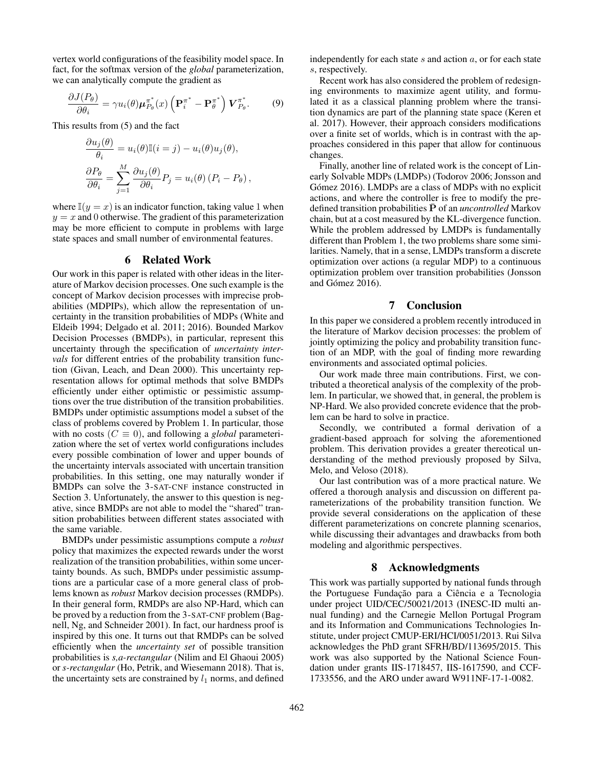vertex world configurations of the feasibility model space. In fact, for the softmax version of the *global* parameterization, we can analytically compute the gradient as

$$\frac{\partial J(P_\theta)}{\partial \theta_i} = \gamma u_i(\theta) \boldsymbol{\mu}^{\pi^*}_{P_\theta}(x) \left( \mathbf{P}^{\pi^*}_i - \mathbf{P}^{\pi^*}_\theta \right) \boldsymbol{V}^{\pi^*}_{P_\theta}. \tag{9}$$

This results from (5) and the fact

$$\frac{\partial u_j(\theta)}{\theta_i} = u_i(\theta)\mathbb{I}(i = j) - u_i(\theta)u_j(\theta),$$

$$\frac{\partial P_\theta}{\partial \theta_i} = \sum_{j=1}^{M} \frac{\partial u_j(\theta)}{\partial \theta_i} P_j = u_i(\theta) \left( P_i - P_\theta \right),$$

where $\mathbb{I}(y = x)$ is an indicator function, taking value 1 when $y = x$ and 0 otherwise. The gradient of this parameterization may be more efficient to compute in problems with large state spaces and small number of environmental features.

## 6 Related Work

Our work in this paper is related with other ideas in the literature of Markov decision processes. One such example is the concept of Markov decision processes with imprecise probabilities (MDPIPs), which allow the representation of uncertainty in the transition probabilities of MDPs (White and Eldeib 1994; Delgado et al. 2011; 2016). Bounded Markov Decision Processes (BMDPs), in particular, represent this uncertainty through the specification of *uncertainty intervals* for different entries of the probability transition function (Givan, Leach, and Dean 2000). This uncertainty representation allows for optimal methods that solve BMDPs efficiently under either optimistic or pessimistic assumptions over the true distribution of the transition probabilities. BMDPs under optimistic assumptions model a subset of the class of problems covered by Problem 1. In particular, those with no costs ($C \equiv 0$), and following a *global* parameterization where the set of vertex world configurations includes every possible combination of lower and upper bounds of the uncertainty intervals associated with uncertain transition probabilities. In this setting, one may naturally wonder if BMDPs can solve the 3-SAT-CNF instance constructed in Section 3. Unfortunately, the answer to this question is negative, since BMDPs are not able to model the "shared" transition probabilities between different states associated with the same variable.

BMDPs under pessimistic assumptions compute a *robust* policy that maximizes the expected rewards under the worst realization of the transition probabilities, within some uncertainty bounds. As such, BMDPs under pessimistic assumptions are a particular case of a more general class of problems known as *robust* Markov decision processes (RMDPs). In their general form, RMDPs are also NP-Hard, which can be proved by a reduction from the 3-SAT-CNF problem (Bagnell, Ng, and Schneider 2001). In fact, our hardness proof is inspired by this one. It turns out that RMDPs can be solved efficiently when the *uncertainty set* of possible transition probabilities is *s,a-rectangular* (Nilim and El Ghaoui 2005) or *s-rectangular* (Ho, Petrik, and Wiesemann 2018). That is, the uncertainty sets are constrained by $l_1$ norms, and defined independently for each state $s$ and action $a$, or for each state $s$, respectively.

Recent work has also considered the problem of redesigning environments to maximize agent utility, and formulated it as a classical planning problem where the transition dynamics are part of the planning state space (Keren et al. 2017). However, their approach considers modifications over a finite set of worlds, which is in contrast with the approaches considered in this paper that allow for continuous changes.

Finally, another line of related work is the concept of Linearly Solvable MDPs (LMDPs) (Todorov 2006; Jonsson and Gómez 2016). LMDPs are a class of MDPs with no explicit actions, and where the controller is free to modify the predefined transition probabilities $\bar{\mathbf{P}}$ of an *uncontrolled* Markov chain, but at a cost measured by the KL-divergence function. While the problem addressed by LMDPs is fundamentally different than Problem 1, the two problems share some similarities. Namely, that in a sense, LMDPs transform a discrete optimization over actions (a regular MDP) to a continuous optimization problem over transition probabilities (Jonsson and Gómez 2016).

## 7 Conclusion

In this paper we considered a problem recently introduced in the literature of Markov decision processes: the problem of jointly optimizing the policy and probability transition function of an MDP, with the goal of finding more rewarding environments and associated optimal policies.

Our work made three main contributions. First, we contributed a theoretical analysis of the complexity of the problem. In particular, we showed that, in general, the problem is NP-Hard. We also provided concrete evidence that the problem can be hard to solve in practice.

Secondly, we contributed a formal derivation of a gradient-based approach for solving the aforementioned problem. This derivation provides a greater thereotical understanding of the method previously proposed by Silva, Melo, and Veloso (2018).

Our last contribution was of a more practical nature. We offered a thorough analysis and discussion on different parameterizations of the probability transition function. We provide several considerations on the application of these different parameterizations on concrete planning scenarios, while discussing their advantages and drawbacks from both modeling and algorithmic perspectives.

## 8 Acknowledgments

This work was partially supported by national funds through the Portuguese Fundação para a Ciência e a Tecnologia under project UID/CEC/50021/2013 (INESC-ID multi annual funding) and the Carnegie Mellon Portugal Program and its Information and Communications Technologies Institute, under project CMUP-ERI/HCI/0051/2013. Rui Silva acknowledges the PhD grant SFRH/BD/113695/2015. This work was also supported by the National Science Foundation under grants IIS-1718457, IIS-1617590, and CCF-1733556, and the ARO under award W911NF-17-1-0082.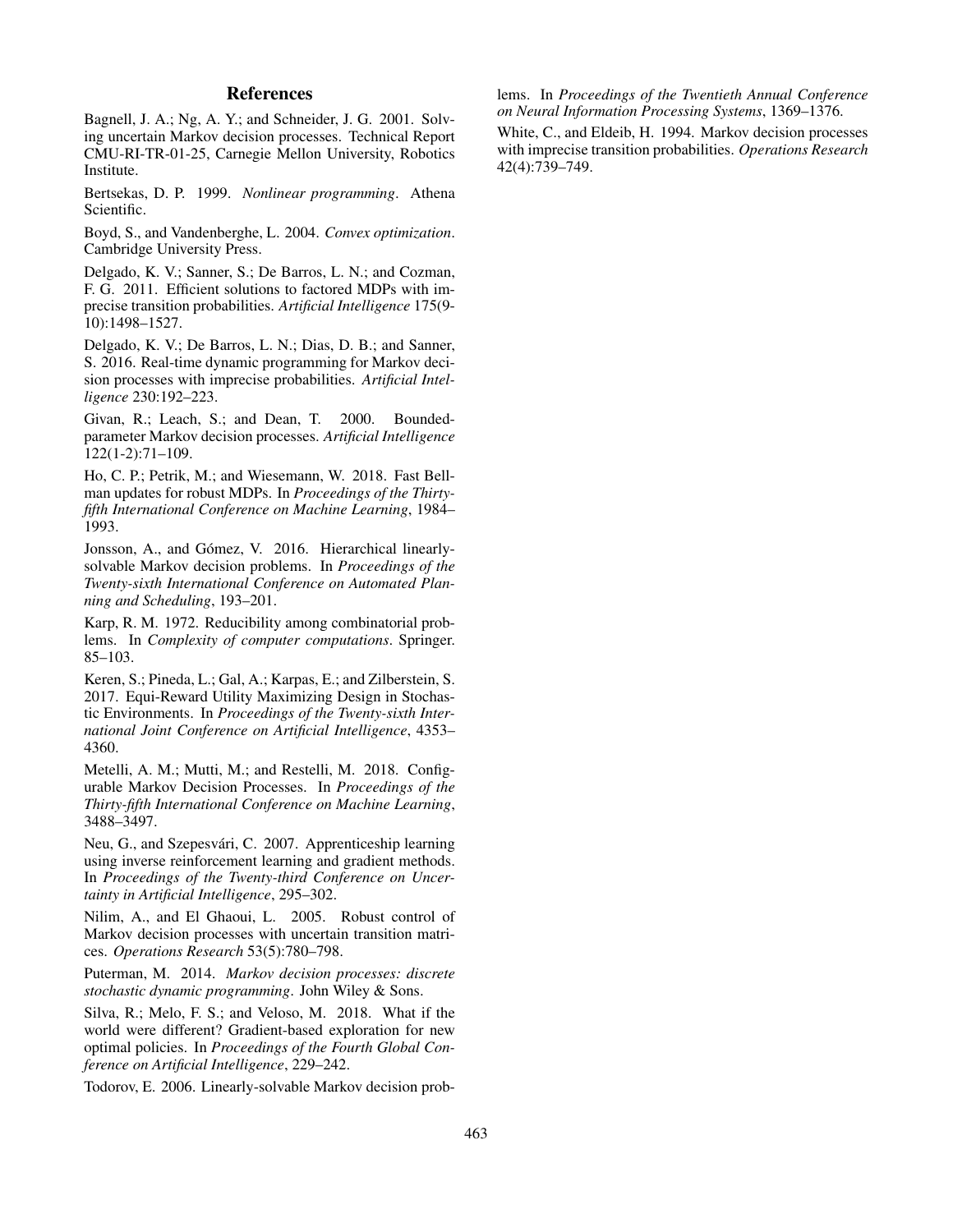## References

Bagnell, J. A.; Ng, A. Y.; and Schneider, J. G. 2001. Solving uncertain Markov decision processes. Technical Report CMU-RI-TR-01-25, Carnegie Mellon University, Robotics Institute.

Bertsekas, D. P. 1999. *Nonlinear programming*. Athena Scientific.

Boyd, S., and Vandenberghe, L. 2004. *Convex optimization*. Cambridge University Press.

Delgado, K. V.; Sanner, S.; De Barros, L. N.; and Cozman, F. G. 2011. Efficient solutions to factored MDPs with imprecise transition probabilities. *Artificial Intelligence* 175(9-10):1498–1527.

Delgado, K. V.; De Barros, L. N.; Dias, D. B.; and Sanner, S. 2016. Real-time dynamic programming for Markov decision processes with imprecise probabilities. *Artificial Intelligence* 230:192–223.

Givan, R.; Leach, S.; and Dean, T. 2000. Bounded-parameter Markov decision processes. *Artificial Intelligence* 122(1-2):71–109.

Ho, C. P.; Petrik, M.; and Wiesemann, W. 2018. Fast Bellman updates for robust MDPs. In *Proceedings of the Thirty-fifth International Conference on Machine Learning*, 1984–1993.

Jonsson, A., and Gómez, V. 2016. Hierarchical linearly-solvable Markov decision problems. In *Proceedings of the Twenty-sixth International Conference on Automated Planning and Scheduling*, 193–201.

Karp, R. M. 1972. Reducibility among combinatorial problems. In *Complexity of computer computations*. Springer. 85–103.

Keren, S.; Pineda, L.; Gal, A.; Karpas, E.; and Zilberstein, S. 2017. Equi-Reward Utility Maximizing Design in Stochastic Environments. In *Proceedings of the Twenty-sixth International Joint Conference on Artificial Intelligence*, 4353–4360.

Metelli, A. M.; Mutti, M.; and Restelli, M. 2018. Configurable Markov Decision Processes. In *Proceedings of the Thirty-fifth International Conference on Machine Learning*, 3488–3497.

Neu, G., and Szepesvári, C. 2007. Apprenticeship learning using inverse reinforcement learning and gradient methods. In *Proceedings of the Twenty-third Conference on Uncertainty in Artificial Intelligence*, 295–302.

Nilim, A., and El Ghaoui, L. 2005. Robust control of Markov decision processes with uncertain transition matrices. *Operations Research* 53(5):780–798.

Puterman, M. 2014. *Markov decision processes: discrete stochastic dynamic programming*. John Wiley & Sons.

Silva, R.; Melo, F. S.; and Veloso, M. 2018. What if the world were different? Gradient-based exploration for new optimal policies. In *Proceedings of the Fourth Global Conference on Artificial Intelligence*, 229–242.

Todorov, E. 2006. Linearly-solvable Markov decision problems. In *Proceedings of the Twentieth Annual Conference on Neural Information Processing Systems*, 1369–1376.

White, C., and Eldeib, H. 1994. Markov decision processes with imprecise transition probabilities. *Operations Research* 42(4):739–749.